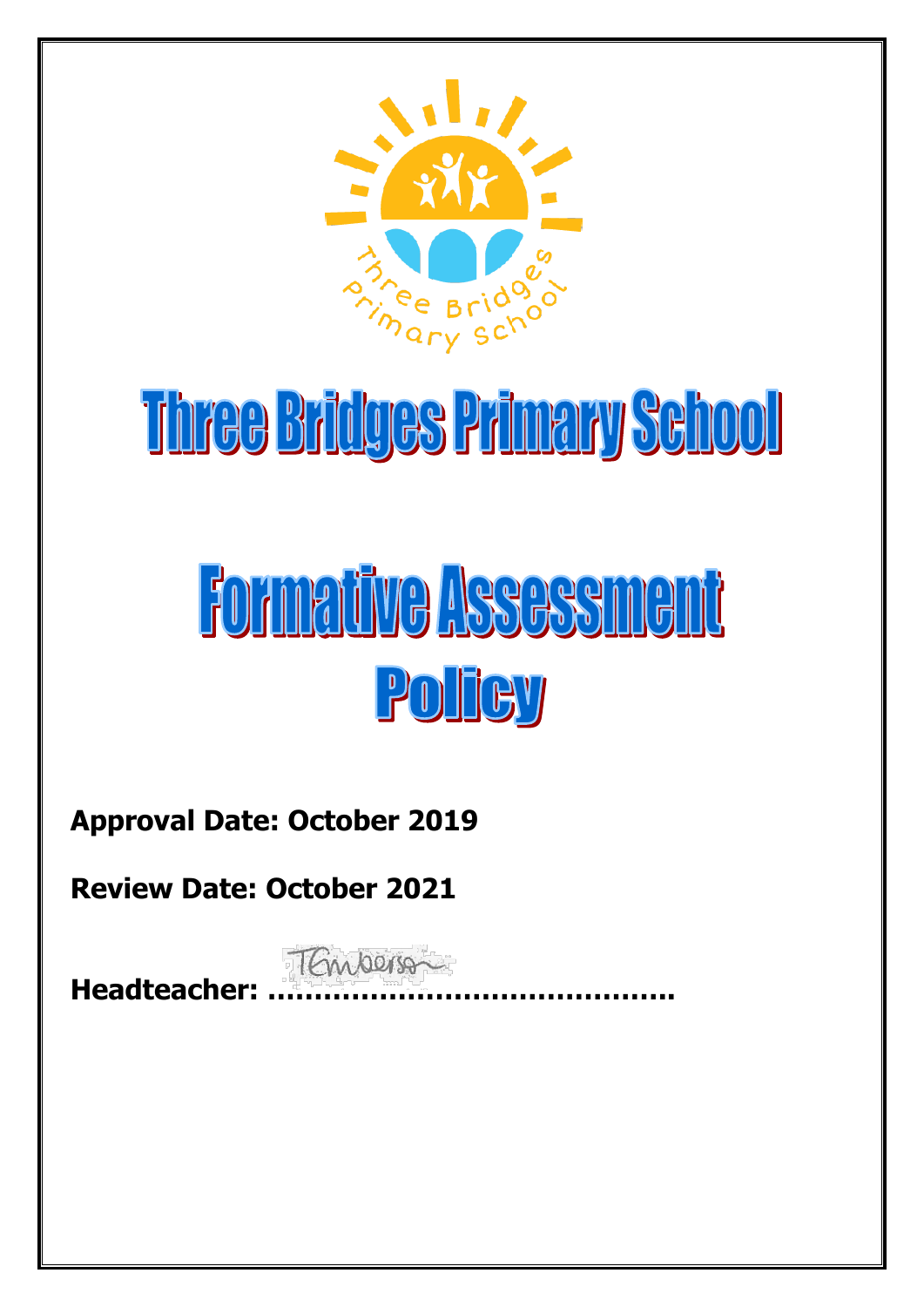# Three Bridges Primary School

# Formative Assessment Policy

**Approval Date: October 2019**

**Review Date: October 2021**

**Headteacher: ……………………………………..**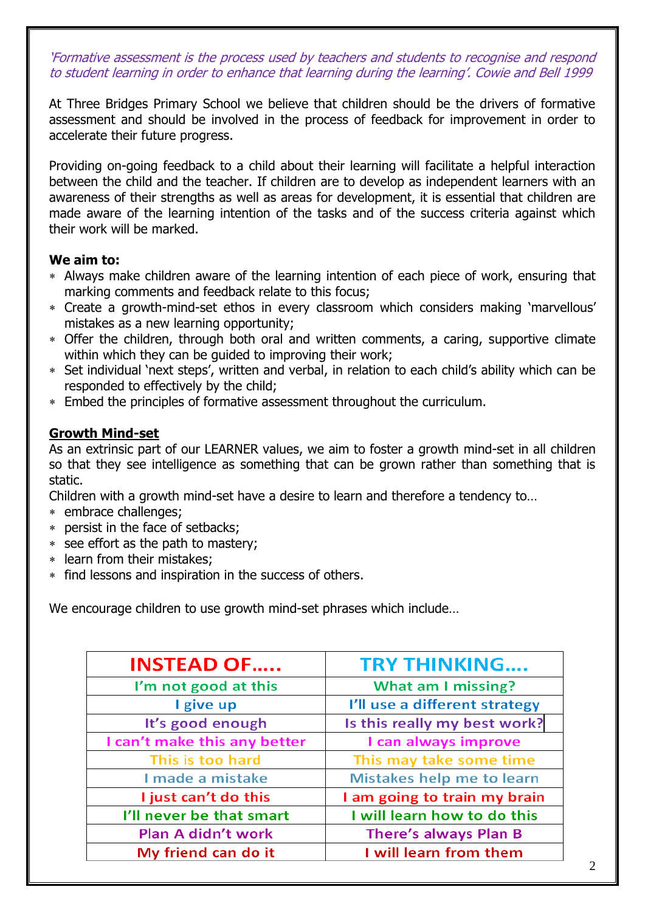*'Formative assessment is the process used by teachers and students to recognise and respond to student learning in order to enhance that learning during the learning'. Cowie and Bell 1999*

At Three Bridges Primary School we believe that children should be the drivers of formative assessment and should be involved in the process of feedback for improvement in order to accelerate their future progress.

Providing on-going feedback to a child about their learning will facilitate a helpful interaction between the child and the teacher. If children are to develop as independent learners with an awareness of their strengths as well as areas for development, it is essential that children are made aware of the learning intention of the tasks and of the success criteria against which their work will be marked.

**We aim to:**

- Always make children aware of the learning intention of each piece of work, ensuring that marking comments and feedback relate to this focus;
- Create a growth-mind-set ethos in every classroom which considers making 'marvellous' mistakes as a new learning opportunity;
- Offer the children, through both oral and written comments, a caring, supportive climate within which they can be guided to improving their work;
- Set individual 'next steps', written and verbal, in relation to each child's ability which can be responded to effectively by the child;
- Embed the principles of formative assessment throughout the curriculum.

**Growth Mind-set**

As an extrinsic part of our LEARNER values, we aim to foster a growth mind-set in all children so that they see intelligence as something that can be grown rather than something that is static.

Children with a growth mind-set have a desire to learn and therefore a tendency to…

- embrace challenges;
- persist in the face of setbacks;
- see effort as the path to mastery;
- learn from their mistakes;
- find lessons and inspiration in the success of others.

We encourage children to use growth mind-set phrases which include…

| INSTEAD OF….. | TRY THINKING…. |
|---|---|
| I'm not good at this | What am I missing? |
| I give up | I'll use a different strategy |
| It's good enough | Is this really my best work? |
| I can't make this any better | I can always improve |
| This is too hard | This may take some time |
| I made a mistake | Mistakes help me to learn |
| I just can't do this | I am going to train my brain |
| I'll never be that smart | I will learn how to do this |
| Plan A didn't work | There's always Plan B |
| My friend can do it | I will learn from them |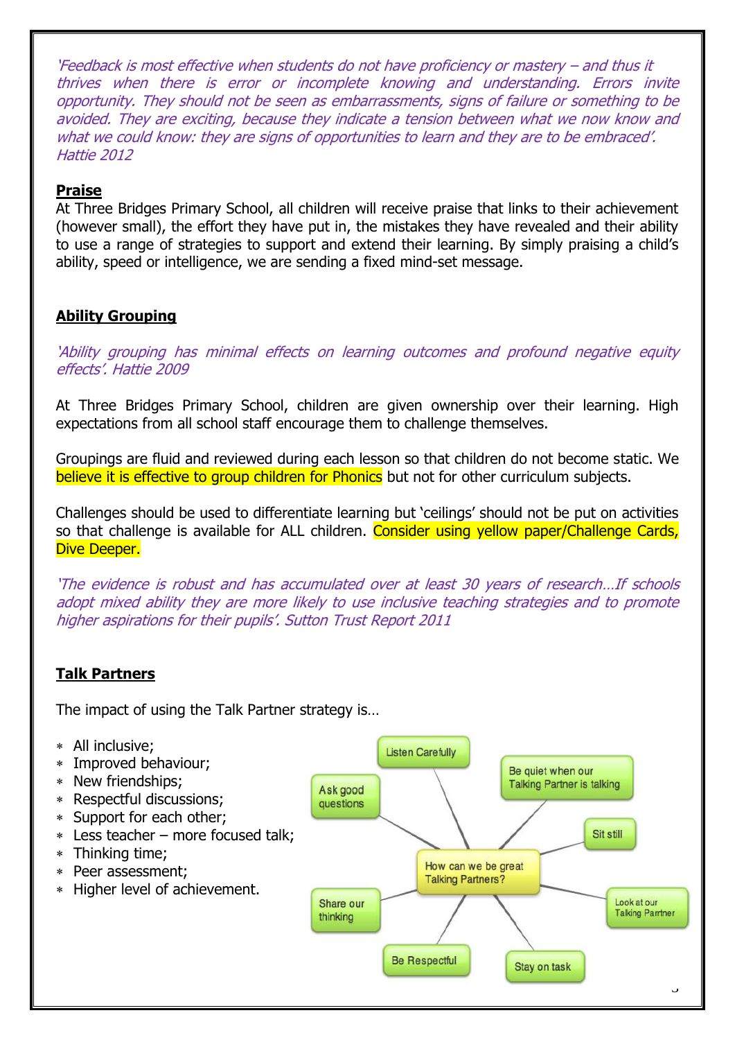*'Feedback is most effective when students do not have proficiency or mastery – and thus it thrives when there is error or incomplete knowing and understanding. Errors invite opportunity. They should not be seen as embarrassments, signs of failure or something to be avoided. They are exciting, because they indicate a tension between what we now know and what we could know: they are signs of opportunities to learn and they are to be embraced'. Hattie 2012*

## Praise

At Three Bridges Primary School, all children will receive praise that links to their achievement (however small), the effort they have put in, the mistakes they have revealed and their ability to use a range of strategies to support and extend their learning. By simply praising a child's ability, speed or intelligence, we are sending a fixed mind-set message.

## Ability Grouping

*'Ability grouping has minimal effects on learning outcomes and profound negative equity effects'. Hattie 2009*

At Three Bridges Primary School, children are given ownership over their learning. High expectations from all school staff encourage them to challenge themselves.

Groupings are fluid and reviewed during each lesson so that children do not become static. We believe it is effective to group children for Phonics but not for other curriculum subjects.

Challenges should be used to differentiate learning but 'ceilings' should not be put on activities so that challenge is available for ALL children. Consider using yellow paper/Challenge Cards, Dive Deeper.

*'The evidence is robust and has accumulated over at least 30 years of research…If schools adopt mixed ability they are more likely to use inclusive teaching strategies and to promote higher aspirations for their pupils'. Sutton Trust Report 2011*

## Talk Partners

The impact of using the Talk Partner strategy is…

* All inclusive;
* Improved behaviour;
* New friendships;
* Respectful discussions;
* Support for each other;
* Less teacher – more focused talk;
* Thinking time;
* Peer assessment;
* Higher level of achievement.

How can we be great Talking Partners?

- Listen Carefully
- Be quiet when our Talking Partner is talking
- Sit still
- Look at our Talking Partner
- Stay on task
- Be Respectful
- Share our thinking
- Ask good questions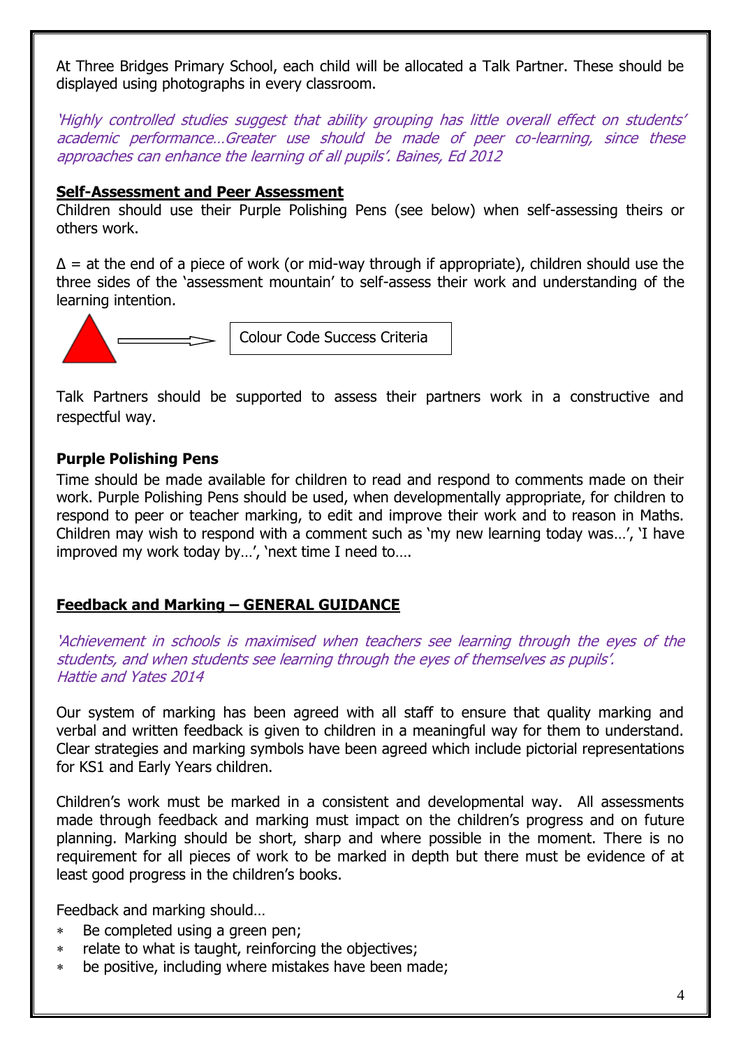At Three Bridges Primary School, each child will be allocated a Talk Partner. These should be displayed using photographs in every classroom.

*'Highly controlled studies suggest that ability grouping has little overall effect on students' academic performance…Greater use should be made of peer co-learning, since these approaches can enhance the learning of all pupils'. Baines, Ed 2012*

**Self-Assessment and Peer Assessment**

Children should use their Purple Polishing Pens (see below) when self-assessing theirs or others work.

Δ = at the end of a piece of work (or mid-way through if appropriate), children should use the three sides of the 'assessment mountain' to self-assess their work and understanding of the learning intention.

Colour Code Success Criteria

Talk Partners should be supported to assess their partners work in a constructive and respectful way.

**Purple Polishing Pens**

Time should be made available for children to read and respond to comments made on their work. Purple Polishing Pens should be used, when developmentally appropriate, for children to respond to peer or teacher marking, to edit and improve their work and to reason in Maths. Children may wish to respond with a comment such as 'my new learning today was…', 'I have improved my work today by…', 'next time I need to….

**Feedback and Marking – GENERAL GUIDANCE**

*'Achievement in schools is maximised when teachers see learning through the eyes of the students, and when students see learning through the eyes of themselves as pupils'. Hattie and Yates 2014*

Our system of marking has been agreed with all staff to ensure that quality marking and verbal and written feedback is given to children in a meaningful way for them to understand. Clear strategies and marking symbols have been agreed which include pictorial representations for KS1 and Early Years children.

Children's work must be marked in a consistent and developmental way. All assessments made through feedback and marking must impact on the children's progress and on future planning. Marking should be short, sharp and where possible in the moment. There is no requirement for all pieces of work to be marked in depth but there must be evidence of at least good progress in the children's books.

Feedback and marking should…

- Be completed using a green pen;
- relate to what is taught, reinforcing the objectives;
- be positive, including where mistakes have been made;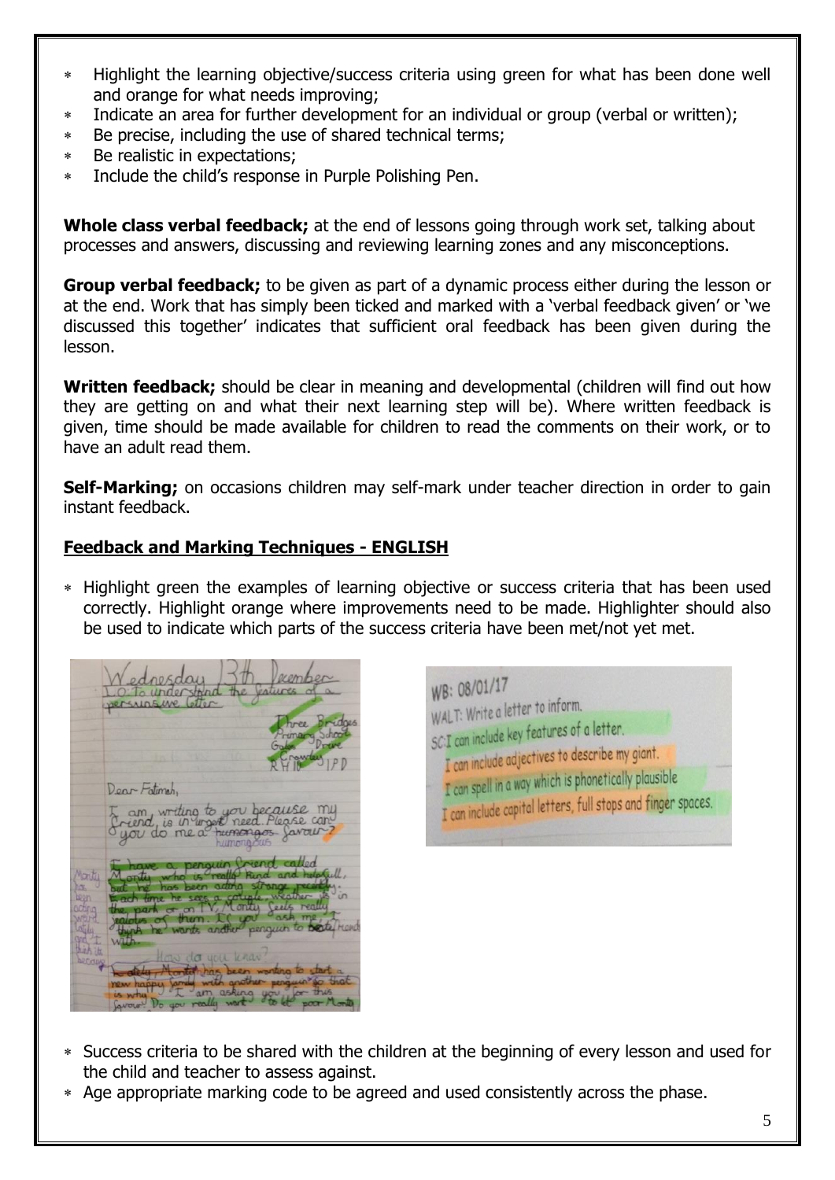- Highlight the learning objective/success criteria using green for what has been done well and orange for what needs improving;
- Indicate an area for further development for an individual or group (verbal or written);
- Be precise, including the use of shared technical terms;
- Be realistic in expectations;
- Include the child's response in Purple Polishing Pen.

**Whole class verbal feedback;** at the end of lessons going through work set, talking about processes and answers, discussing and reviewing learning zones and any misconceptions.

**Group verbal feedback;** to be given as part of a dynamic process either during the lesson or at the end. Work that has simply been ticked and marked with a 'verbal feedback given' or 'we discussed this together' indicates that sufficient oral feedback has been given during the lesson.

**Written feedback;** should be clear in meaning and developmental (children will find out how they are getting on and what their next learning step will be). Where written feedback is given, time should be made available for children to read the comments on their work, or to have an adult read them.

**Self-Marking;** on occasions children may self-mark under teacher direction in order to gain instant feedback.

## Feedback and Marking Techniques - ENGLISH

- Highlight green the examples of learning objective or success criteria that has been used correctly. Highlight orange where improvements need to be made. Highlighter should also be used to indicate which parts of the success criteria have been met/not yet met.

WB: 08/01/17
WALT: Write a letter to inform.
SC: I can include key features of a letter.
I can include adjectives to describe my giant.
I can spell in a way which is phonetically plausible
I can include capital letters, full stops and finger spaces.

- Success criteria to be shared with the children at the beginning of every lesson and used for the child and teacher to assess against.
- Age appropriate marking code to be agreed and used consistently across the phase.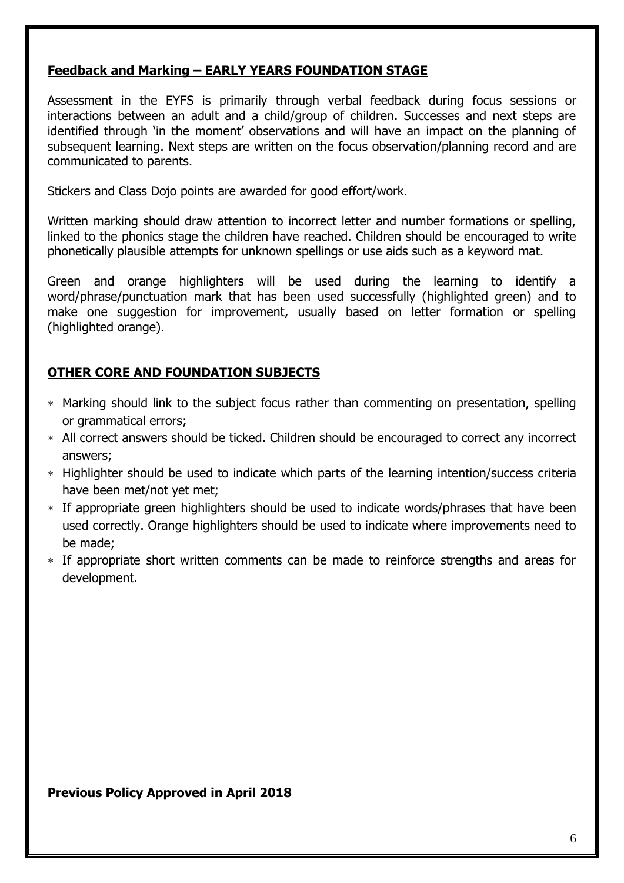## **Feedback and Marking – EARLY YEARS FOUNDATION STAGE**

Assessment in the EYFS is primarily through verbal feedback during focus sessions or interactions between an adult and a child/group of children. Successes and next steps are identified through 'in the moment' observations and will have an impact on the planning of subsequent learning. Next steps are written on the focus observation/planning record and are communicated to parents.

Stickers and Class Dojo points are awarded for good effort/work.

Written marking should draw attention to incorrect letter and number formations or spelling, linked to the phonics stage the children have reached. Children should be encouraged to write phonetically plausible attempts for unknown spellings or use aids such as a keyword mat.

Green and orange highlighters will be used during the learning to identify a word/phrase/punctuation mark that has been used successfully (highlighted green) and to make one suggestion for improvement, usually based on letter formation or spelling (highlighted orange).

## **OTHER CORE AND FOUNDATION SUBJECTS**

- Marking should link to the subject focus rather than commenting on presentation, spelling or grammatical errors;
- All correct answers should be ticked. Children should be encouraged to correct any incorrect answers;
- Highlighter should be used to indicate which parts of the learning intention/success criteria have been met/not yet met;
- If appropriate green highlighters should be used to indicate words/phrases that have been used correctly. Orange highlighters should be used to indicate where improvements need to be made;
- If appropriate short written comments can be made to reinforce strengths and areas for development.

**Previous Policy Approved in April 2018**